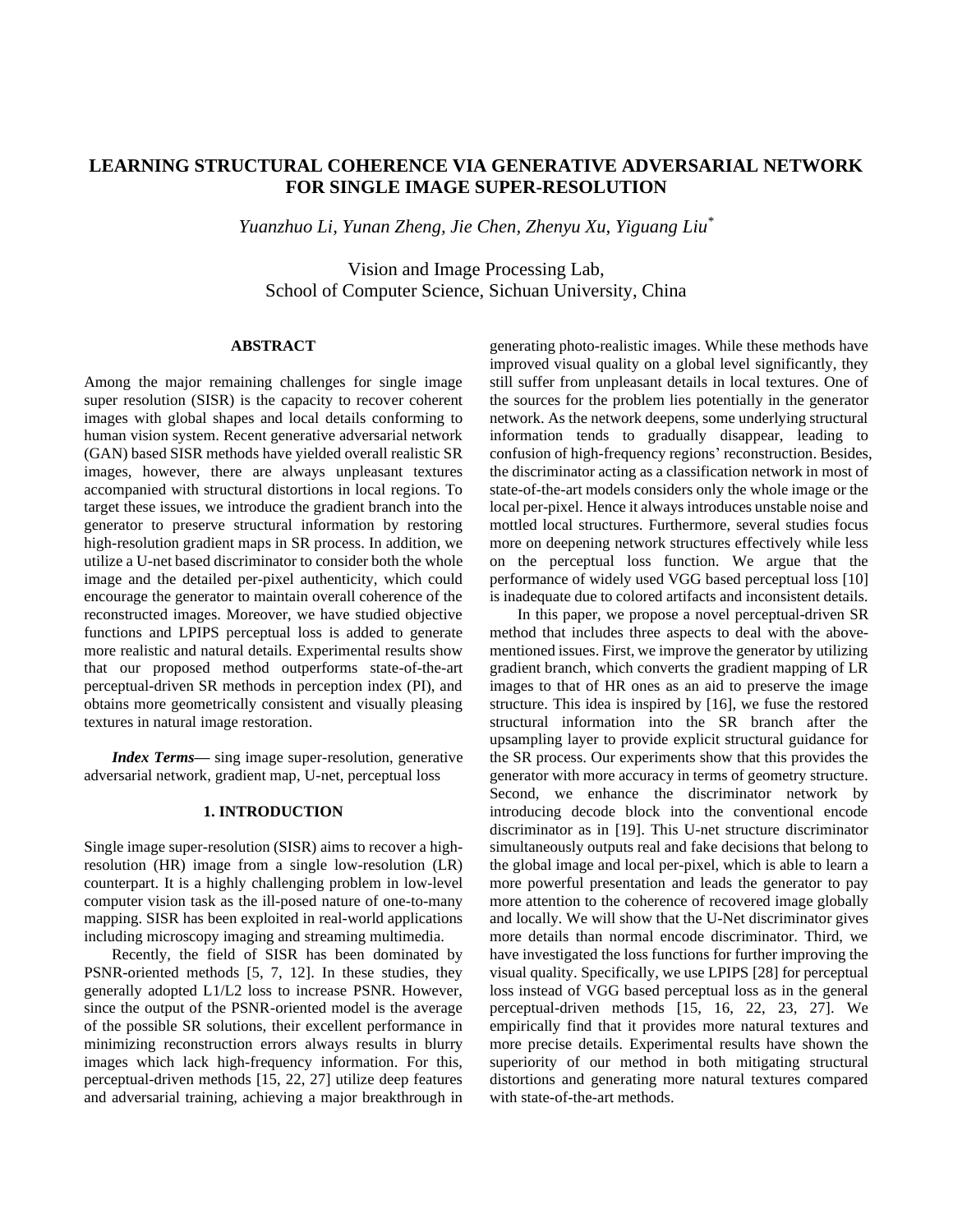# LEARNING STRUCTURAL COHERENCE VIA GENERATIVE ADVERSARIAL NETWORK FOR SINGLE IMAGE SUPER-RESOLUTION

*Yuanzhuo Li, Yunan Zheng, Jie Chen, Zhenyu Xu, Yiguang Liu[*]*

Vision and Image Processing Lab,
School of Computer Science, Sichuan University, China

## ABSTRACT

Among the major remaining challenges for single image super resolution (SISR) is the capacity to recover coherent images with global shapes and local details conforming to human vision system. Recent generative adversarial network (GAN) based SISR methods have yielded overall realistic SR images, however, there are always unpleasant textures accompanied with structural distortions in local regions. To target these issues, we introduce the gradient branch into the generator to preserve structural information by restoring high-resolution gradient maps in SR process. In addition, we utilize a U-net based discriminator to consider both the whole image and the detailed per-pixel authenticity, which could encourage the generator to maintain overall coherence of the reconstructed images. Moreover, we have studied objective functions and LPIPS perceptual loss is added to generate more realistic and natural details. Experimental results show that our proposed method outperforms state-of-the-art perceptual-driven SR methods in perception index (PI), and obtains more geometrically consistent and visually pleasing textures in natural image restoration.

***Index Terms***— sing image super-resolution, generative adversarial network, gradient map, U-net, perceptual loss

## 1. INTRODUCTION

Single image super-resolution (SISR) aims to recover a high-resolution (HR) image from a single low-resolution (LR) counterpart. It is a highly challenging problem in low-level computer vision task as the ill-posed nature of one-to-many mapping. SISR has been exploited in real-world applications including microscopy imaging and streaming multimedia.

Recently, the field of SISR has been dominated by PSNR-oriented methods [5, 7, 12]. In these studies, they generally adopted L1/L2 loss to increase PSNR. However, since the output of the PSNR-oriented model is the average of the possible SR solutions, their excellent performance in minimizing reconstruction errors always results in blurry images which lack high-frequency information. For this, perceptual-driven methods [15, 22, 27] utilize deep features and adversarial training, achieving a major breakthrough in generating photo-realistic images. While these methods have improved visual quality on a global level significantly, they still suffer from unpleasant details in local textures. One of the sources for the problem lies potentially in the generator network. As the network deepens, some underlying structural information tends to gradually disappear, leading to confusion of high-frequency regions' reconstruction. Besides, the discriminator acting as a classification network in most of state-of-the-art models considers only the whole image or the local per-pixel. Hence it always introduces unstable noise and mottled local structures. Furthermore, several studies focus more on deepening network structures effectively while less on the perceptual loss function. We argue that the performance of widely used VGG based perceptual loss [10] is inadequate due to colored artifacts and inconsistent details.

In this paper, we propose a novel perceptual-driven SR method that includes three aspects to deal with the above-mentioned issues. First, we improve the generator by utilizing gradient branch, which converts the gradient mapping of LR images to that of HR ones as an aid to preserve the image structure. This idea is inspired by [16], we fuse the restored structural information into the SR branch after the upsampling layer to provide explicit structural guidance for the SR process. Our experiments show that this provides the generator with more accuracy in terms of geometry structure. Second, we enhance the discriminator network by introducing decode block into the conventional encode discriminator as in [19]. This U-net structure discriminator simultaneously outputs real and fake decisions that belong to the global image and local per-pixel, which is able to learn a more powerful presentation and leads the generator to pay more attention to the coherence of recovered image globally and locally. We will show that the U-Net discriminator gives more details than normal encode discriminator. Third, we have investigated the loss functions for further improving the visual quality. Specifically, we use LPIPS [28] for perceptual loss instead of VGG based perceptual loss as in the general perceptual-driven methods [15, 16, 22, 23, 27]. We empirically find that it provides more natural textures and more precise details. Experimental results have shown the superiority of our method in both mitigating structural distortions and generating more natural textures compared with state-of-the-art methods.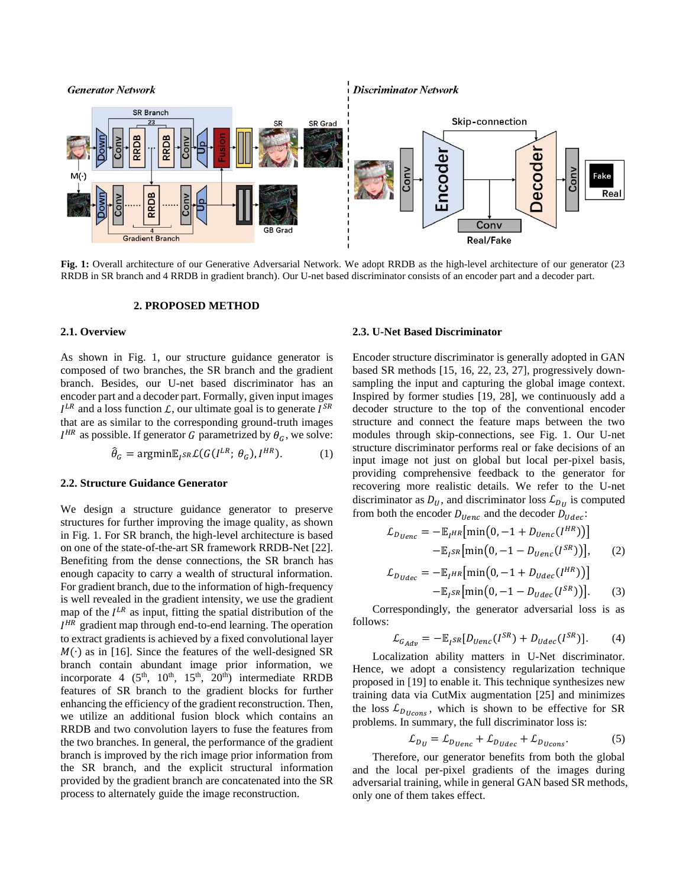**Fig. 1:** Overall architecture of our Generative Adversarial Network. We adopt RRDB as the high-level architecture of our generator (23 RRDB in SR branch and 4 RRDB in gradient branch). Our U-net based discriminator consists of an encoder part and a decoder part.

## 2. PROPOSED METHOD

### 2.1. Overview

As shown in Fig. 1, our structure guidance generator is composed of two branches, the SR branch and the gradient branch. Besides, our U-net based discriminator has an encoder part and a decoder part. Formally, given input images $I^{LR}$ and a loss function $\mathcal{L}$, our ultimate goal is to generate $I^{SR}$ that are as similar to the corresponding ground-truth images $I^{HR}$ as possible. If generator $G$ parametrized by $\theta_G$, we solve:

$$\hat{\theta}_G = \operatorname{argmin} \mathbb{E}_{I^{SR}} \mathcal{L}(G(I^{LR};\, \theta_G), I^{HR}). \tag{1}$$

### 2.2. Structure Guidance Generator

We design a structure guidance generator to preserve structures for further improving the image quality, as shown in Fig. 1. For SR branch, the high-level architecture is based on one of the state-of-the-art SR framework RRDB-Net [22]. Benefiting from the dense connections, the SR branch has enough capacity to carry a wealth of structural information. For gradient branch, due to the information of high-frequency is well revealed in the gradient intensity, we use the gradient map of the $I^{LR}$ as input, fitting the spatial distribution of the $I^{HR}$ gradient map through end-to-end learning. The operation to extract gradients is achieved by a fixed convolutional layer $M(\cdot)$ as in [16]. Since the features of the well-designed SR branch contain abundant image prior information, we incorporate 4 (5th, 10th, 15th, 20th) intermediate RRDB features of SR branch to the gradient blocks for further enhancing the efficiency of the gradient reconstruction. Then, we utilize an additional fusion block which contains an RRDB and two convolution layers to fuse the features from the two branches. In general, the performance of the gradient branch is improved by the rich image prior information from the SR branch, and the explicit structural information provided by the gradient branch are concatenated into the SR process to alternately guide the image reconstruction.

### 2.3. U-Net Based Discriminator

Encoder structure discriminator is generally adopted in GAN based SR methods [15, 16, 22, 23, 27], progressively down-sampling the input and capturing the global image context. Inspired by former studies [19, 28], we continuously add a decoder structure to the top of the conventional encoder structure and connect the feature maps between the two modules through skip-connections, see Fig. 1. Our U-net structure discriminator performs real or fake decisions of an input image not just on global but local per-pixel basis, providing comprehensive feedback to the generator for recovering more realistic details. We refer to the U-net discriminator as $D_U$, and discriminator loss $\mathcal{L}_{D_U}$ is computed from both the encoder $D_{Uenc}$ and the decoder $D_{Udec}$:

$$\begin{aligned} \mathcal{L}_{D_{Uenc}} = &-\mathbb{E}_{I^{HR}}\left[\min\left(0, -1 + D_{Uenc}(I^{HR})\right)\right] \\ &-\mathbb{E}_{I^{SR}}\left[\min\left(0, -1 - D_{Uenc}(I^{SR})\right)\right], \end{aligned} \tag{2}$$

$$\begin{aligned} \mathcal{L}_{D_{Udec}} = &-\mathbb{E}_{I^{HR}}\left[\min\left(0, -1 + D_{Udec}(I^{HR})\right)\right] \\ &-\mathbb{E}_{I^{SR}}\left[\min\left(0, -1 - D_{Udec}(I^{SR})\right)\right]. \end{aligned} \tag{3}$$

Correspondingly, the generator adversarial loss is as follows:

$$\mathcal{L}_{G_{Adv}} = -\mathbb{E}_{I^{SR}}[D_{Uenc}(I^{SR}) + D_{Udec}(I^{SR})]. \tag{4}$$

Localization ability matters in U-Net discriminator. Hence, we adopt a consistency regularization technique proposed in [19] to enable it. This technique synthesizes new training data via CutMix augmentation [25] and minimizes the loss $\mathcal{L}_{D_{Ucons}}$, which is shown to be effective for SR problems. In summary, the full discriminator loss is:

$$\mathcal{L}_{D_U} = \mathcal{L}_{D_{Uenc}} + \mathcal{L}_{D_{Udec}} + \mathcal{L}_{D_{Ucons}}. \tag{5}$$

Therefore, our generator benefits from both the global and the local per-pixel gradients of the images during adversarial training, while in general GAN based SR methods, only one of them takes effect.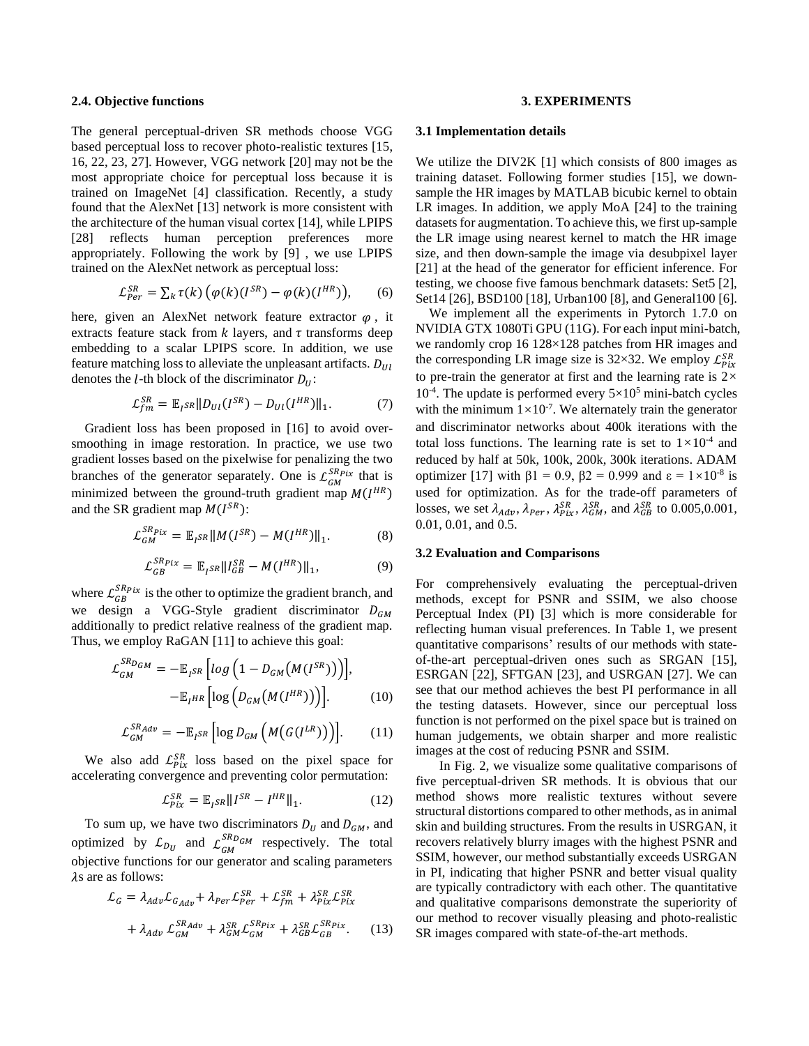### 2.4. Objective functions

The general perceptual-driven SR methods choose VGG based perceptual loss to recover photo-realistic textures [15, 16, 22, 23, 27]. However, VGG network [20] may not be the most appropriate choice for perceptual loss because it is trained on ImageNet [4] classification. Recently, a study found that the AlexNet [13] network is more consistent with the architecture of the human visual cortex [14], while LPIPS [28] reflects human perception preferences more appropriately. Following the work by [9] , we use LPIPS trained on the AlexNet network as perceptual loss:

$$\mathcal{L}_{Per}^{SR} = \sum_k \tau(k)\left(\varphi(k)(I^{SR}) - \varphi(k)(I^{HR})\right), \tag{6}$$

here, given an AlexNet network feature extractor $\varphi$ , it extracts feature stack from $k$ layers, and $\tau$ transforms deep embedding to a scalar LPIPS score. In addition, we use feature matching loss to alleviate the unpleasant artifacts. $D_{Ul}$ denotes the $l$-th block of the discriminator $D_U$:

$$\mathcal{L}_{fm}^{SR} = \mathbb{E}_{I^{SR}} \| D_{Ul}(I^{SR}) - D_{Ul}(I^{HR}) \|_1. \tag{7}$$

Gradient loss has been proposed in [16] to avoid over-smoothing in image restoration. In practice, we use two gradient losses based on the pixelwise for penalizing the two branches of the generator separately. One is $\mathcal{L}_{GM}^{SR_{Pix}}$ that is minimized between the ground-truth gradient map $M(I^{HR})$ and the SR gradient map $M(I^{SR})$:

$$\mathcal{L}_{GM}^{SR_{Pix}} = \mathbb{E}_{I^{SR}} \| M(I^{SR}) - M(I^{HR}) \|_1. \tag{8}$$

$$\mathcal{L}_{GB}^{SR_{Pix}} = \mathbb{E}_{I^{SR}} \| I_{GB}^{SR} - M(I^{HR}) \|_1, \tag{9}$$

where $\mathcal{L}_{GB}^{SR_{Pix}}$ is the other to optimize the gradient branch, and we design a VGG-Style gradient discriminator $D_{GM}$ additionally to predict relative realness of the gradient map. Thus, we employ RaGAN [11] to achieve this goal:

$$\mathcal{L}_{GM}^{SR_{D_{GM}}} = -\mathbb{E}_{I^{SR}}\left[log\left(1 - D_{GM}\left(M(I^{SR})\right)\right)\right], \\ -\mathbb{E}_{I^{HR}}\left[\log\left(D_{GM}\left(M(I^{HR})\right)\right)\right]. \tag{10}$$

$$\mathcal{L}_{GM}^{SR_{Adv}} = -\mathbb{E}_{I^{SR}}\left[\log D_{GM}\left(M\left(G(I^{LR})\right)\right)\right]. \tag{11}$$

We also add $\mathcal{L}_{Pix}^{SR}$ loss based on the pixel space for accelerating convergence and preventing color permutation:

$$\mathcal{L}_{Pix}^{SR} = \mathbb{E}_{I^{SR}} \| I^{SR} - I^{HR} \|_1. \tag{12}$$

To sum up, we have two discriminators $D_U$ and $D_{GM}$, and optimized by $\mathcal{L}_{D_U}$ and $\mathcal{L}_{GM}^{SR_{D_{GM}}}$ respectively. The total objective functions for our generator and scaling parameters $\lambda$s are as follows:

$$\mathcal{L}_G = \lambda_{Adv}\mathcal{L}_{G_{Adv}} + \lambda_{Per}\mathcal{L}_{Per}^{SR} + \mathcal{L}_{fm}^{SR} + \lambda_{Pix}^{SR}\mathcal{L}_{Pix}^{SR} \\ + \lambda_{Adv}\,\mathcal{L}_{GM}^{SR_{Adv}} + \lambda_{GM}^{SR}\mathcal{L}_{GM}^{SR_{Pix}} + \lambda_{GB}^{SR}\mathcal{L}_{GB}^{SR_{Pix}}. \tag{13}$$

## 3. EXPERIMENTS

### 3.1 Implementation details

We utilize the DIV2K [1] which consists of 800 images as training dataset. Following former studies [15], we down-sample the HR images by MATLAB bicubic kernel to obtain LR images. In addition, we apply MoA [24] to the training datasets for augmentation. To achieve this, we first up-sample the LR image using nearest kernel to match the HR image size, and then down-sample the image via desubpixel layer [21] at the head of the generator for efficient inference. For testing, we choose five famous benchmark datasets: Set5 [2], Set14 [26], BSD100 [18], Urban100 [8], and General100 [6].

We implement all the experiments in Pytorch 1.7.0 on NVIDIA GTX 1080Ti GPU (11G). For each input mini-batch, we randomly crop 16 128×128 patches from HR images and the corresponding LR image size is 32×32. We employ $\mathcal{L}_{Pix}^{SR}$ to pre-train the generator at first and the learning rate is $2\times 10^{-4}$. The update is performed every $5\times10^{5}$ mini-batch cycles with the minimum $1\times10^{-7}$. We alternately train the generator and discriminator networks about 400k iterations with the total loss functions. The learning rate is set to $1\times10^{-4}$ and reduced by half at 50k, 100k, 200k, 300k iterations. ADAM optimizer [17] with $\beta1 = 0.9$, $\beta2 = 0.999$ and $\varepsilon = 1\times10^{-8}$ is used for optimization. As for the trade-off parameters of losses, we set $\lambda_{Adv}$, $\lambda_{Per}$, $\lambda_{Pix}^{SR}$, $\lambda_{GM}^{SR}$, and $\lambda_{GB}^{SR}$ to 0.005,0.001, 0.01, 0.01, and 0.5.

### 3.2 Evaluation and Comparisons

For comprehensively evaluating the perceptual-driven methods, except for PSNR and SSIM, we also choose Perceptual Index (PI) [3] which is more considerable for reflecting human visual preferences. In Table 1, we present quantitative comparisons' results of our methods with state-of-the-art perceptual-driven ones such as SRGAN [15], ESRGAN [22], SFTGAN [23], and USRGAN [27]. We can see that our method achieves the best PI performance in all the testing datasets. However, since our perceptual loss function is not performed on the pixel space but is trained on human judgements, we obtain sharper and more realistic images at the cost of reducing PSNR and SSIM.

In Fig. 2, we visualize some qualitative comparisons of five perceptual-driven SR methods. It is obvious that our method shows more realistic textures without severe structural distortions compared to other methods, as in animal skin and building structures. From the results in USRGAN, it recovers relatively blurry images with the highest PSNR and SSIM, however, our method substantially exceeds USRGAN in PI, indicating that higher PSNR and better visual quality are typically contradictory with each other. The quantitative and qualitative comparisons demonstrate the superiority of our method to recover visually pleasing and photo-realistic SR images compared with state-of-the-art methods.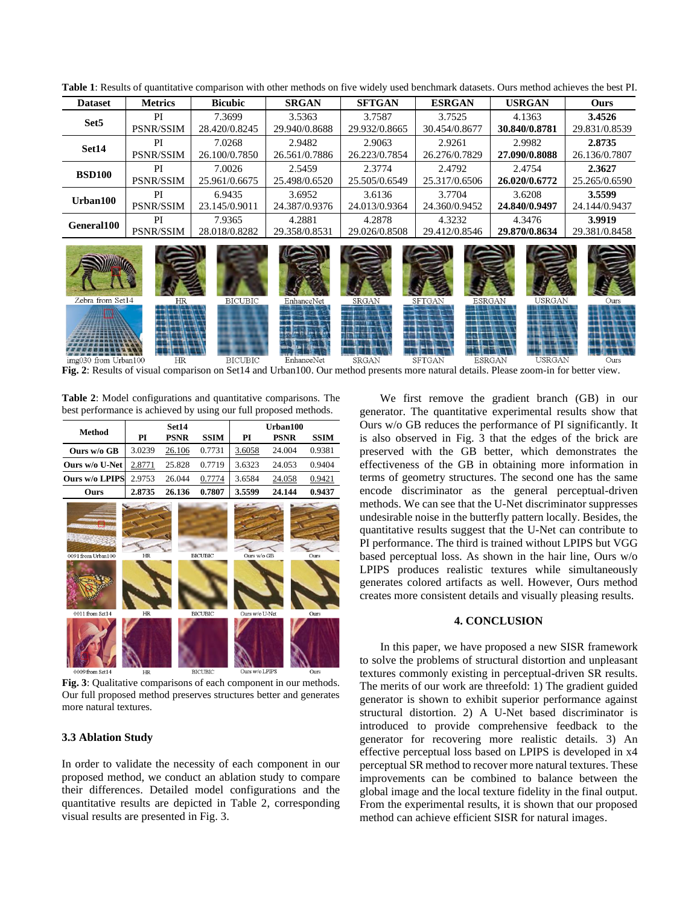**Table 1**: Results of quantitative comparison with other methods on five widely used benchmark datasets. Ours method achieves the best PI.

| Dataset | Metrics | Bicubic | SRGAN | SFTGAN | ESRGAN | USRGAN | Ours |
|---|---|---|---|---|---|---|---|
| **Set5** | PI | 7.3699 | 3.5363 | 3.7587 | 3.7525 | 4.1363 | **3.4526** |
| | PSNR/SSIM | 28.420/0.8245 | 29.940/0.8688 | 29.932/0.8665 | 30.454/0.8677 | **30.840/0.8781** | 29.831/0.8539 |
| **Set14** | PI | 7.0268 | 2.9482 | 2.9063 | 2.9261 | 2.9982 | **2.8735** |
| | PSNR/SSIM | 26.100/0.7850 | 26.561/0.7886 | 26.223/0.7854 | 26.276/0.7829 | **27.090/0.8088** | 26.136/0.7807 |
| **BSD100** | PI | 7.0026 | 2.5459 | 2.3774 | 2.4792 | 2.4754 | **2.3627** |
| | PSNR/SSIM | 25.961/0.6675 | 25.498/0.6520 | 25.505/0.6549 | 25.317/0.6506 | **26.020/0.6772** | 25.265/0.6590 |
| **Urban100** | PI | 6.9435 | 3.6952 | 3.6136 | 3.7704 | 3.6208 | **3.5599** |
| | PSNR/SSIM | 23.145/0.9011 | 24.387/0.9376 | 24.013/0.9364 | 24.360/0.9452 | **24.840/0.9497** | 24.144/0.9437 |
| **General100** | PI | 7.9365 | 4.2881 | 4.2878 | 4.3232 | 4.3476 | **3.9919** |
| | PSNR/SSIM | 28.018/0.8282 | 29.358/0.8531 | 29.026/0.8508 | 29.412/0.8546 | **29.870/0.8634** | 29.381/0.8458 |

**Fig. 2**: Results of visual comparison on Set14 and Urban100. Our method presents more natural details. Please zoom-in for better view.

**Table 2**: Model configurations and quantitative comparisons. The best performance is achieved by using our full proposed methods.

| Method | Set14 PI | Set14 PSNR | Set14 SSIM | Urban100 PI | Urban100 PSNR | Urban100 SSIM |
|---|---|---|---|---|---|---|
| **Ours w/o GB** | 3.0239 | 26.106 | 0.7731 | 3.6058 | 24.004 | 0.9381 |
| **Ours w/o U-Net** | 2.8771 | 25.828 | 0.7719 | 3.6323 | 24.053 | 0.9404 |
| **Ours w/o LPIPS** | 2.9753 | 26.044 | 0.7774 | 3.6584 | 24.058 | 0.9421 |
| **Ours** | **2.8735** | **26.136** | **0.7807** | **3.5599** | **24.144** | **0.9437** |

**Fig. 3**: Qualitative comparisons of each component in our methods. Our full proposed method preserves structures better and generates more natural textures.

### 3.3 Ablation Study

In order to validate the necessity of each component in our proposed method, we conduct an ablation study to compare their differences. Detailed model configurations and the quantitative results are depicted in Table 2, corresponding visual results are presented in Fig. 3.

We first remove the gradient branch (GB) in our generator. The quantitative experimental results show that Ours w/o GB reduces the performance of PI significantly. It is also observed in Fig. 3 that the edges of the brick are preserved with the GB better, which demonstrates the effectiveness of the GB in obtaining more information in terms of geometry structures. The second one has the same encode discriminator as the general perceptual-driven methods. We can see that the U-Net discriminator suppresses undesirable noise in the butterfly pattern locally. Besides, the quantitative results suggest that the U-Net can contribute to PI performance. The third is trained without LPIPS but VGG based perceptual loss. As shown in the hair line, Ours w/o LPIPS produces realistic textures while simultaneously generates colored artifacts as well. However, Ours method creates more consistent details and visually pleasing results.

## 4. CONCLUSION

In this paper, we have proposed a new SISR framework to solve the problems of structural distortion and unpleasant textures commonly existing in perceptual-driven SR results. The merits of our work are threefold: 1) The gradient guided generator is shown to exhibit superior performance against structural distortion. 2) A U-Net based discriminator is introduced to provide comprehensive feedback to the generator for recovering more realistic details. 3) An effective perceptual loss based on LPIPS is developed in x4 perceptual SR method to recover more natural textures. These improvements can be combined to balance between the global image and the local texture fidelity in the final output. From the experimental results, it is shown that our proposed method can achieve efficient SISR for natural images.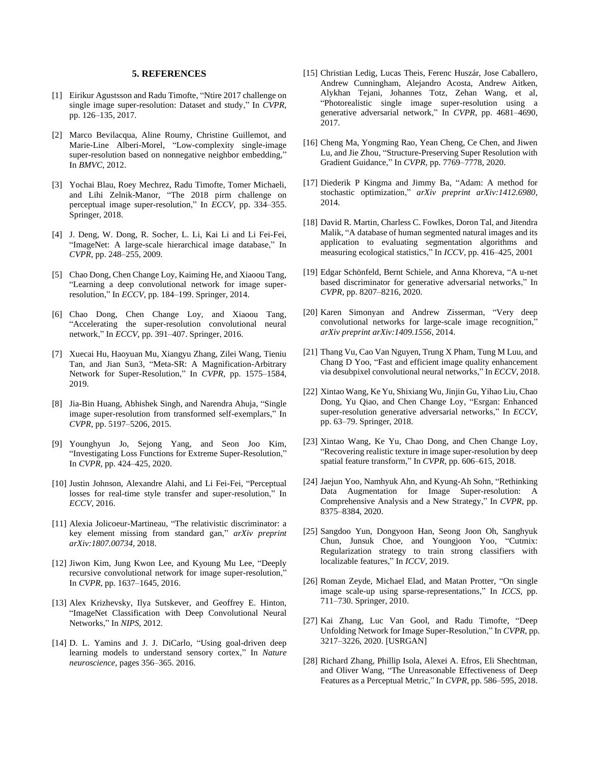## 5. REFERENCES

[1] Eirikur Agustsson and Radu Timofte, "Ntire 2017 challenge on single image super-resolution: Dataset and study," In *CVPR*, pp. 126–135, 2017.

[2] Marco Bevilacqua, Aline Roumy, Christine Guillemot, and Marie-Line Alberi-Morel, "Low-complexity single-image super-resolution based on nonnegative neighbor embedding," In *BMVC*, 2012.

[3] Yochai Blau, Roey Mechrez, Radu Timofte, Tomer Michaeli, and Lihi Zelnik-Manor, "The 2018 pirm challenge on perceptual image super-resolution," In *ECCV*, pp. 334–355. Springer, 2018.

[4] J. Deng, W. Dong, R. Socher, L. Li, Kai Li and Li Fei-Fei, "ImageNet: A large-scale hierarchical image database," In *CVPR*, pp. 248–255, 2009.

[5] Chao Dong, Chen Change Loy, Kaiming He, and Xiaoou Tang, "Learning a deep convolutional network for image super-resolution," In *ECCV*, pp. 184–199. Springer, 2014.

[6] Chao Dong, Chen Change Loy, and Xiaoou Tang, "Accelerating the super-resolution convolutional neural network," In *ECCV*, pp. 391–407. Springer, 2016.

[7] Xuecai Hu, Haoyuan Mu, Xiangyu Zhang, Zilei Wang, Tieniu Tan, and Jian Sun3, "Meta-SR: A Magnification-Arbitrary Network for Super-Resolution," In *CVPR*, pp. 1575–1584, 2019.

[8] Jia-Bin Huang, Abhishek Singh, and Narendra Ahuja, "Single image super-resolution from transformed self-exemplars," In *CVPR*, pp. 5197–5206, 2015.

[9] Younghyun Jo, Sejong Yang, and Seon Joo Kim, "Investigating Loss Functions for Extreme Super-Resolution," In *CVPR*, pp. 424–425, 2020.

[10] Justin Johnson, Alexandre Alahi, and Li Fei-Fei, "Perceptual losses for real-time style transfer and super-resolution," In *ECCV*, 2016.

[11] Alexia Jolicoeur-Martineau, "The relativistic discriminator: a key element missing from standard gan," *arXiv preprint arXiv:1807.00734*, 2018.

[12] Jiwon Kim, Jung Kwon Lee, and Kyoung Mu Lee, "Deeply recursive convolutional network for image super-resolution," In *CVPR*, pp. 1637–1645, 2016.

[13] Alex Krizhevsky, Ilya Sutskever, and Geoffrey E. Hinton, "ImageNet Classification with Deep Convolutional Neural Networks," In *NIPS*, 2012.

[14] D. L. Yamins and J. J. DiCarlo, "Using goal-driven deep learning models to understand sensory cortex," In *Nature neuroscience*, pages 356–365. 2016.

[15] Christian Ledig, Lucas Theis, Ferenc Huszár, Jose Caballero, Andrew Cunningham, Alejandro Acosta, Andrew Aitken, Alykhan Tejani, Johannes Totz, Zehan Wang, et al, "Photorealistic single image super-resolution using a generative adversarial network," In *CVPR*, pp. 4681–4690, 2017.

[16] Cheng Ma, Yongming Rao, Yean Cheng, Ce Chen, and Jiwen Lu, and Jie Zhou, "Structure-Preserving Super Resolution with Gradient Guidance," In *CVPR*, pp. 7769–7778, 2020.

[17] Diederik P Kingma and Jimmy Ba, "Adam: A method for stochastic optimization," *arXiv preprint arXiv:1412.6980*, 2014.

[18] David R. Martin, Charless C. Fowlkes, Doron Tal, and Jitendra Malik, "A database of human segmented natural images and its application to evaluating segmentation algorithms and measuring ecological statistics," In *ICCV*, pp. 416–425, 2001

[19] Edgar Schönfeld, Bernt Schiele, and Anna Khoreva, "A u-net based discriminator for generative adversarial networks," In *CVPR*, pp. 8207–8216, 2020.

[20] Karen Simonyan and Andrew Zisserman, "Very deep convolutional networks for large-scale image recognition," *arXiv preprint arXiv:1409.1556*, 2014.

[21] Thang Vu, Cao Van Nguyen, Trung X Pham, Tung M Luu, and Chang D Yoo, "Fast and efficient image quality enhancement via desubpixel convolutional neural networks," In *ECCV*, 2018.

[22] Xintao Wang, Ke Yu, Shixiang Wu, Jinjin Gu, Yihao Liu, Chao Dong, Yu Qiao, and Chen Change Loy, "Esrgan: Enhanced super-resolution generative adversarial networks," In *ECCV*, pp. 63–79. Springer, 2018.

[23] Xintao Wang, Ke Yu, Chao Dong, and Chen Change Loy, "Recovering realistic texture in image super-resolution by deep spatial feature transform," In *CVPR*, pp. 606–615, 2018.

[24] Jaejun Yoo, Namhyuk Ahn, and Kyung-Ah Sohn, "Rethinking Data Augmentation for Image Super-resolution: A Comprehensive Analysis and a New Strategy," In *CVPR*, pp. 8375–8384, 2020.

[25] Sangdoo Yun, Dongyoon Han, Seong Joon Oh, Sanghyuk Chun, Junsuk Choe, and Youngjoon Yoo, "Cutmix: Regularization strategy to train strong classifiers with localizable features," In *ICCV*, 2019.

[26] Roman Zeyde, Michael Elad, and Matan Protter, "On single image scale-up using sparse-representations," In *ICCS*, pp. 711–730. Springer, 2010.

[27] Kai Zhang, Luc Van Gool, and Radu Timofte, "Deep Unfolding Network for Image Super-Resolution," In *CVPR*, pp. 3217–3226, 2020. [USRGAN]

[28] Richard Zhang, Phillip Isola, Alexei A. Efros, Eli Shechtman, and Oliver Wang, "The Unreasonable Effectiveness of Deep Features as a Perceptual Metric," In *CVPR*, pp. 586–595, 2018.